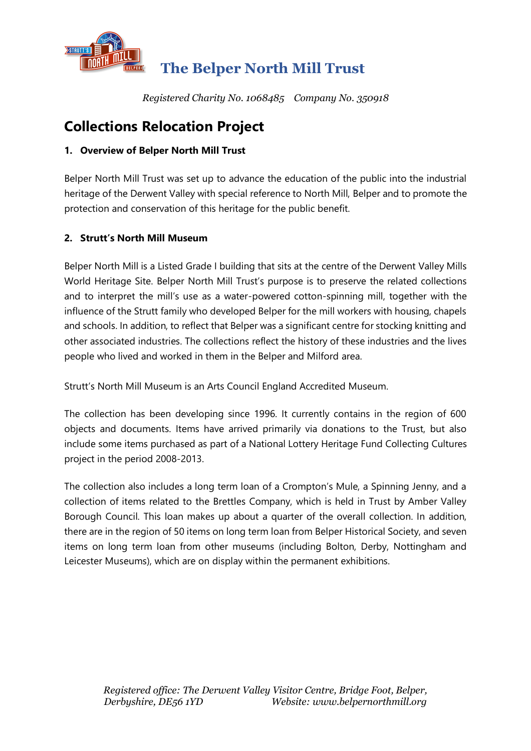# The Belper North Mill Trust

*Registered Charity No. 1068485    Company No. 350918*

## Collections Relocation Project

### 1. Overview of Belper North Mill Trust

Belper North Mill Trust was set up to advance the education of the public into the industrial heritage of the Derwent Valley with special reference to North Mill, Belper and to promote the protection and conservation of this heritage for the public benefit.

### 2. Strutt's North Mill Museum

Belper North Mill is a Listed Grade I building that sits at the centre of the Derwent Valley Mills World Heritage Site. Belper North Mill Trust's purpose is to preserve the related collections and to interpret the mill's use as a water-powered cotton-spinning mill, together with the influence of the Strutt family who developed Belper for the mill workers with housing, chapels and schools. In addition, to reflect that Belper was a significant centre for stocking knitting and other associated industries. The collections reflect the history of these industries and the lives people who lived and worked in them in the Belper and Milford area.

Strutt's North Mill Museum is an Arts Council England Accredited Museum.

The collection has been developing since 1996. It currently contains in the region of 600 objects and documents. Items have arrived primarily via donations to the Trust, but also include some items purchased as part of a National Lottery Heritage Fund Collecting Cultures project in the period 2008-2013.

The collection also includes a long term loan of a Crompton's Mule, a Spinning Jenny, and a collection of items related to the Brettles Company, which is held in Trust by Amber Valley Borough Council. This loan makes up about a quarter of the overall collection. In addition, there are in the region of 50 items on long term loan from Belper Historical Society, and seven items on long term loan from other museums (including Bolton, Derby, Nottingham and Leicester Museums), which are on display within the permanent exhibitions.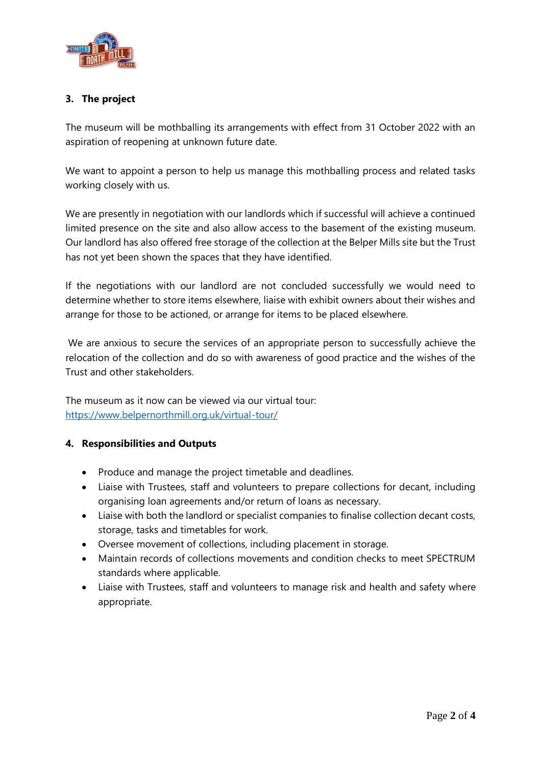## 3. The project

The museum will be mothballing its arrangements with effect from 31 October 2022 with an aspiration of reopening at unknown future date.

We want to appoint a person to help us manage this mothballing process and related tasks working closely with us.

We are presently in negotiation with our landlords which if successful will achieve a continued limited presence on the site and also allow access to the basement of the existing museum. Our landlord has also offered free storage of the collection at the Belper Mills site but the Trust has not yet been shown the spaces that they have identified.

If the negotiations with our landlord are not concluded successfully we would need to determine whether to store items elsewhere, liaise with exhibit owners about their wishes and arrange for those to be actioned, or arrange for items to be placed elsewhere.

We are anxious to secure the services of an appropriate person to successfully achieve the relocation of the collection and do so with awareness of good practice and the wishes of the Trust and other stakeholders.

The museum as it now can be viewed via our virtual tour:
https://www.belpernorthmill.org.uk/virtual-tour/

## 4. Responsibilities and Outputs

- Produce and manage the project timetable and deadlines.
- Liaise with Trustees, staff and volunteers to prepare collections for decant, including organising loan agreements and/or return of loans as necessary.
- Liaise with both the landlord or specialist companies to finalise collection decant costs, storage, tasks and timetables for work.
- Oversee movement of collections, including placement in storage.
- Maintain records of collections movements and condition checks to meet SPECTRUM standards where applicable.
- Liaise with Trustees, staff and volunteers to manage risk and health and safety where appropriate.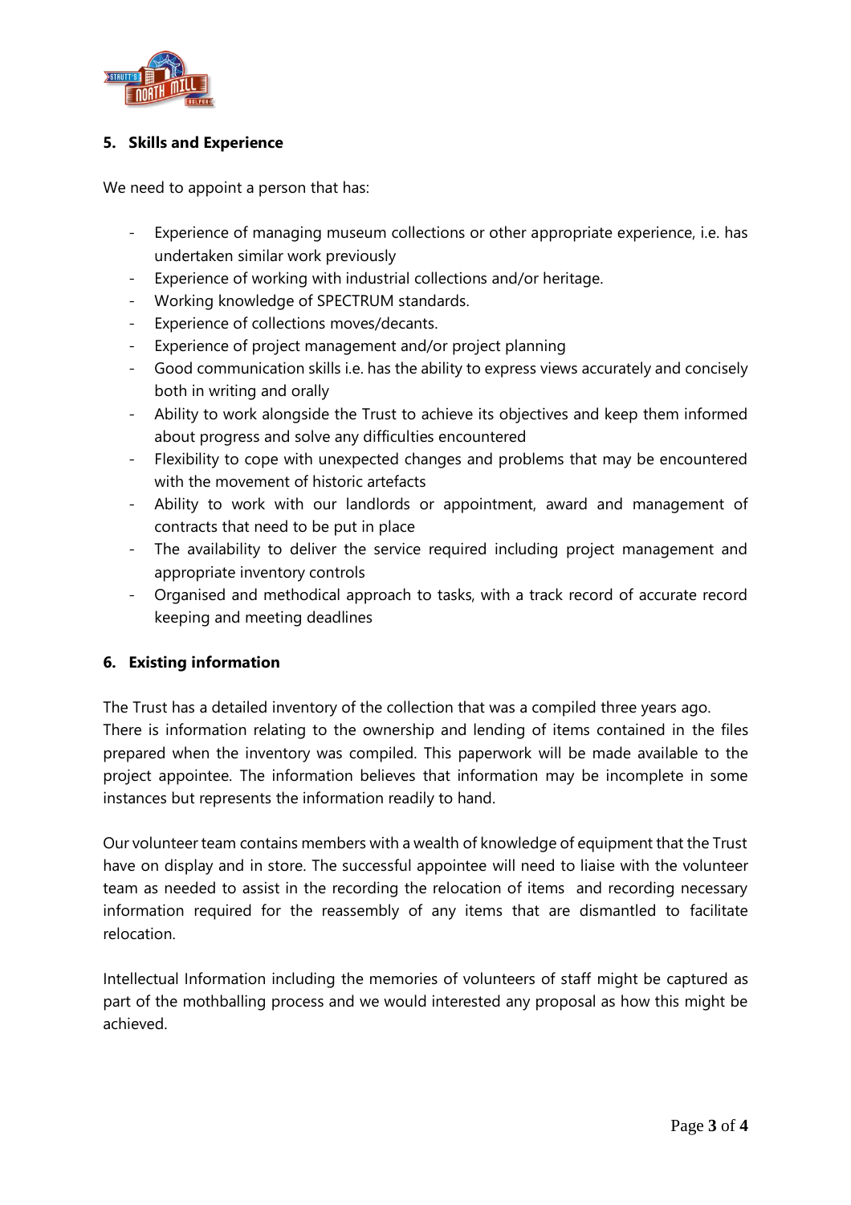## 5. Skills and Experience

We need to appoint a person that has:

- Experience of managing museum collections or other appropriate experience, i.e. has undertaken similar work previously
- Experience of working with industrial collections and/or heritage.
- Working knowledge of SPECTRUM standards.
- Experience of collections moves/decants.
- Experience of project management and/or project planning
- Good communication skills i.e. has the ability to express views accurately and concisely both in writing and orally
- Ability to work alongside the Trust to achieve its objectives and keep them informed about progress and solve any difficulties encountered
- Flexibility to cope with unexpected changes and problems that may be encountered with the movement of historic artefacts
- Ability to work with our landlords or appointment, award and management of contracts that need to be put in place
- The availability to deliver the service required including project management and appropriate inventory controls
- Organised and methodical approach to tasks, with a track record of accurate record keeping and meeting deadlines

## 6. Existing information

The Trust has a detailed inventory of the collection that was a compiled three years ago.
There is information relating to the ownership and lending of items contained in the files prepared when the inventory was compiled. This paperwork will be made available to the project appointee. The information believes that information may be incomplete in some instances but represents the information readily to hand.

Our volunteer team contains members with a wealth of knowledge of equipment that the Trust have on display and in store. The successful appointee will need to liaise with the volunteer team as needed to assist in the recording the relocation of items and recording necessary information required for the reassembly of any items that are dismantled to facilitate relocation.

Intellectual Information including the memories of volunteers of staff might be captured as part of the mothballing process and we would interested any proposal as how this might be achieved.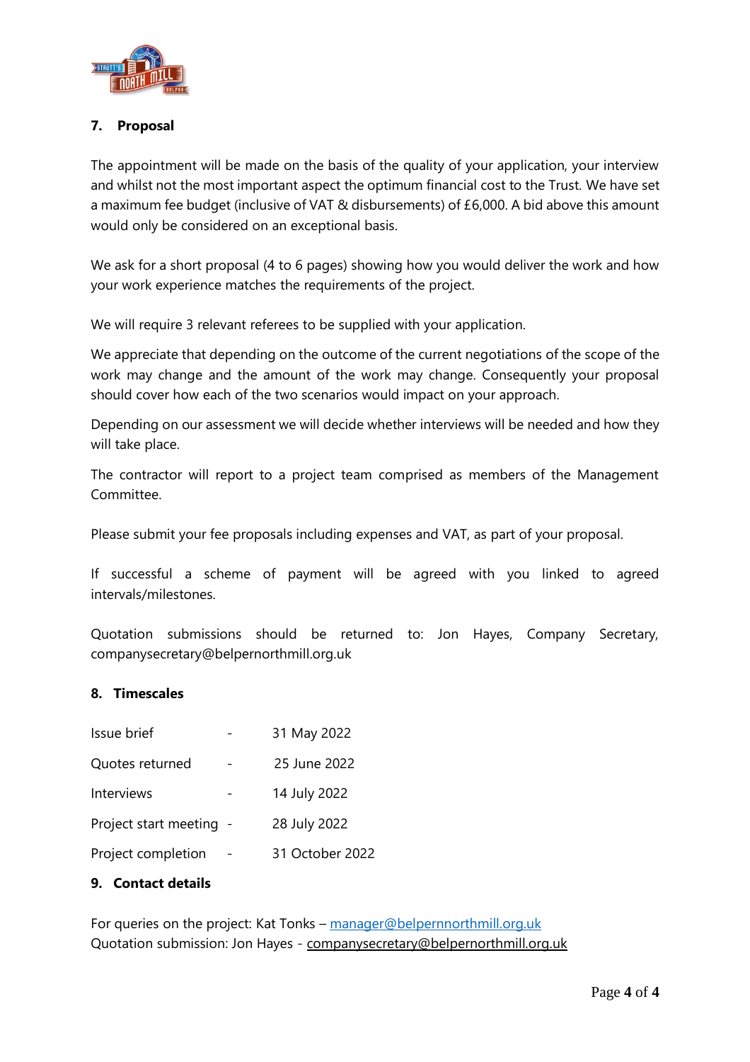## 7. Proposal

The appointment will be made on the basis of the quality of your application, your interview and whilst not the most important aspect the optimum financial cost to the Trust. We have set a maximum fee budget (inclusive of VAT & disbursements) of £6,000. A bid above this amount would only be considered on an exceptional basis.

We ask for a short proposal (4 to 6 pages) showing how you would deliver the work and how your work experience matches the requirements of the project.

We will require 3 relevant referees to be supplied with your application.

We appreciate that depending on the outcome of the current negotiations of the scope of the work may change and the amount of the work may change. Consequently your proposal should cover how each of the two scenarios would impact on your approach.

Depending on our assessment we will decide whether interviews will be needed and how they will take place.

The contractor will report to a project team comprised as members of the Management Committee.

Please submit your fee proposals including expenses and VAT, as part of your proposal.

If successful a scheme of payment will be agreed with you linked to agreed intervals/milestones.

Quotation submissions should be returned to: Jon Hayes, Company Secretary, companysecretary@belpernorthmill.org.uk

## 8. Timescales

| | | |
|---|---|---|
| Issue brief | - | 31 May 2022 |
| Quotes returned | - | 25 June 2022 |
| Interviews | - | 14 July 2022 |
| Project start meeting | - | 28 July 2022 |
| Project completion | - | 31 October 2022 |

## 9. Contact details

For queries on the project: Kat Tonks – manager@belpernorthmill.org.uk
Quotation submission: Jon Hayes - companysecretary@belpernorthmill.org.uk